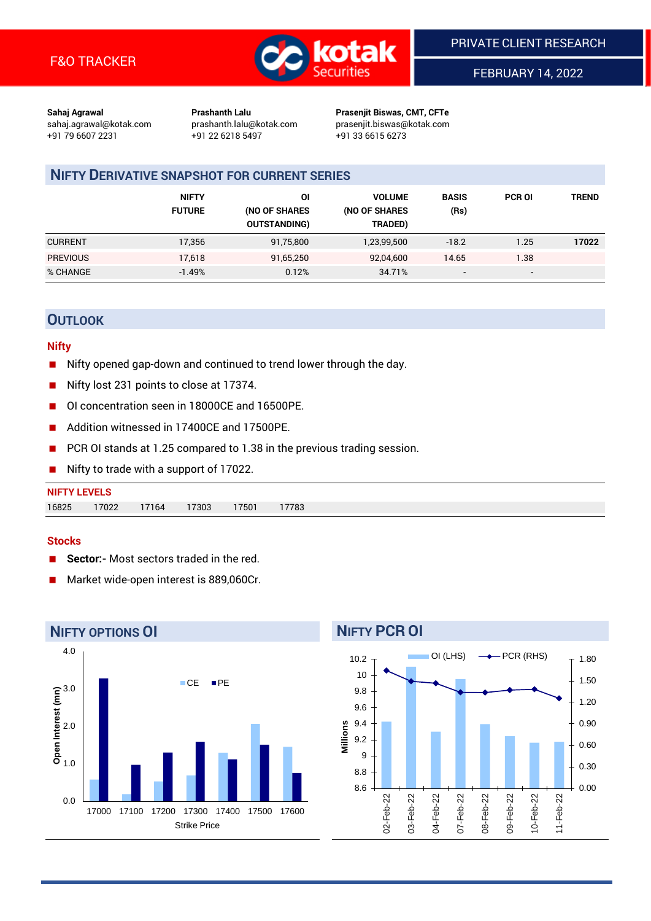F&O TRACKER

PRIVATE CLIENT RESEARCH

FEBRUARY 14, 2022

**Sahaj Agrawal**
sahaj.agrawal@kotak.com
+91 79 6607 2231

**Prashanth Lalu**
prashanth.lalu@kotak.com
+91 22 6218 5497

**Prasenjit Biswas, CMT, CFTe**
prasenjit.biswas@kotak.com
+91 33 6615 6273

## NIFTY DERIVATIVE SNAPSHOT FOR CURRENT SERIES

| | NIFTY FUTURE | OI (NO OF SHARES OUTSTANDING) | VOLUME (NO OF SHARES TRADED) | BASIS (Rs) | PCR OI | TREND |
|---|---|---|---|---|---|---|
| CURRENT | 17,356 | 91,75,800 | 1,23,99,500 | -18.2 | 1.25 | **17022** |
| PREVIOUS | 17,618 | 91,65,250 | 92,04,600 | 14.65 | 1.38 | |
| % CHANGE | -1.49% | 0.12% | 34.71% | - | - | |

## OUTLOOK

### Nifty

- Nifty opened gap-down and continued to trend lower through the day.
- Nifty lost 231 points to close at 17374.
- OI concentration seen in 18000CE and 16500PE.
- Addition witnessed in 17400CE and 17500PE.
- PCR OI stands at 1.25 compared to 1.38 in the previous trading session.
- Nifty to trade with a support of 17022.

**NIFTY LEVELS**

| 16825 | 17022 | 17164 | 17303 | 17501 | 17783 |
|---|---|---|---|---|---|

### Stocks

- **Sector:-** Most sectors traded in the red.
- Market wide-open interest is 889,060Cr.

## NIFTY OPTIONS OI

## NIFTY PCR OI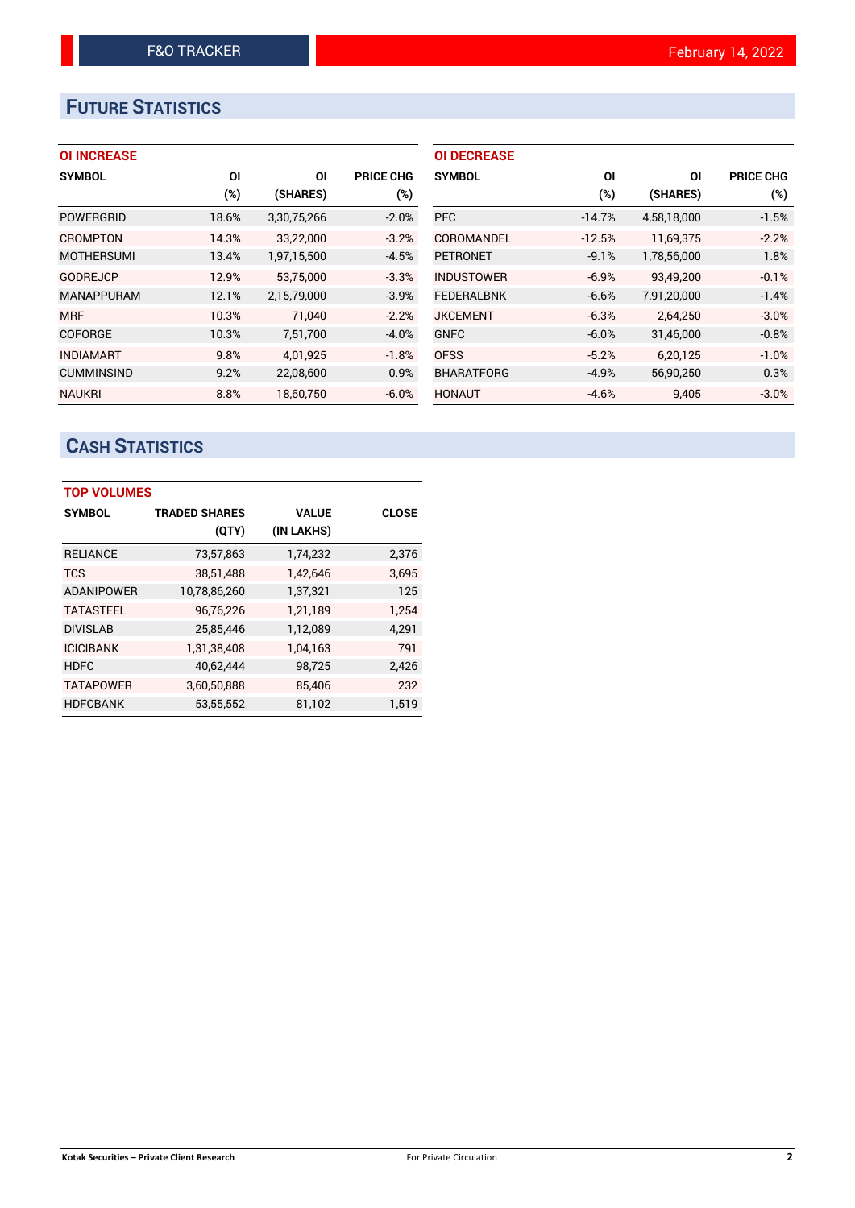## FUTURE STATISTICS

### OI INCREASE

| SYMBOL | OI (%) | OI (SHARES) | PRICE CHG (%) |
|---|---|---|---|
| POWERGRID | 18.6% | 3,30,75,266 | -2.0% |
| CROMPTON | 14.3% | 33,22,000 | -3.2% |
| MOTHERSUMI | 13.4% | 1,97,15,500 | -4.5% |
| GODREJCP | 12.9% | 53,75,000 | -3.3% |
| MANAPPURAM | 12.1% | 2,15,79,000 | -3.9% |
| MRF | 10.3% | 71,040 | -2.2% |
| COFORGE | 10.3% | 7,51,700 | -4.0% |
| INDIAMART | 9.8% | 4,01,925 | -1.8% |
| CUMMINSIND | 9.2% | 22,08,600 | 0.9% |
| NAUKRI | 8.8% | 18,60,750 | -6.0% |

### OI DECREASE

| SYMBOL | OI (%) | OI (SHARES) | PRICE CHG (%) |
|---|---|---|---|
| PFC | -14.7% | 4,58,18,000 | -1.5% |
| COROMANDEL | -12.5% | 11,69,375 | -2.2% |
| PETRONET | -9.1% | 1,78,56,000 | 1.8% |
| INDUSTOWER | -6.9% | 93,49,200 | -0.1% |
| FEDERALBNK | -6.6% | 7,91,20,000 | -1.4% |
| JKCEMENT | -6.3% | 2,64,250 | -3.0% |
| GNFC | -6.0% | 31,46,000 | -0.8% |
| OFSS | -5.2% | 6,20,125 | -1.0% |
| BHARATFORG | -4.9% | 56,90,250 | 0.3% |
| HONAUT | -4.6% | 9,405 | -3.0% |

## CASH STATISTICS

### TOP VOLUMES

| SYMBOL | TRADED SHARES (QTY) | VALUE (IN LAKHS) | CLOSE |
|---|---|---|---|
| RELIANCE | 73,57,863 | 1,74,232 | 2,376 |
| TCS | 38,51,488 | 1,42,646 | 3,695 |
| ADANIPOWER | 10,78,86,260 | 1,37,321 | 125 |
| TATASTEEL | 96,76,226 | 1,21,189 | 1,254 |
| DIVISLAB | 25,85,446 | 1,12,089 | 4,291 |
| ICICIBANK | 1,31,38,408 | 1,04,163 | 791 |
| HDFC | 40,62,444 | 98,725 | 2,426 |
| TATAPOWER | 3,60,50,888 | 85,406 | 232 |
| HDFCBANK | 53,55,552 | 81,102 | 1,519 |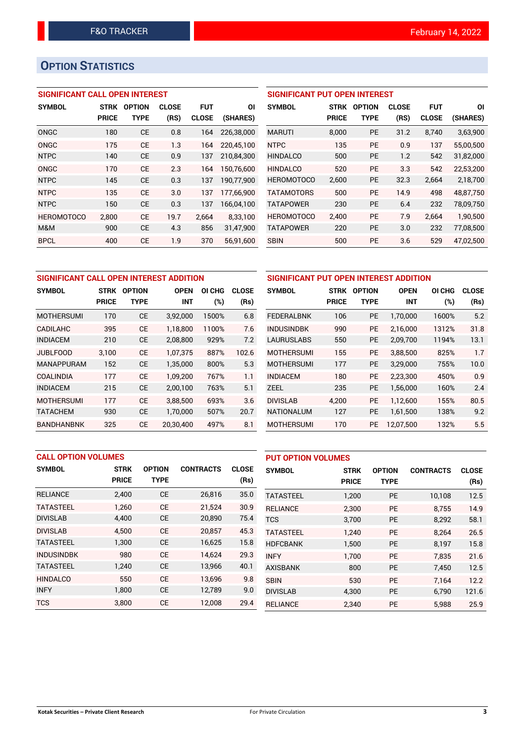## OPTION STATISTICS

### SIGNIFICANT CALL OPEN INTEREST

| SYMBOL | STRK PRICE | OPTION TYPE | CLOSE (RS) | FUT CLOSE | OI (SHARES) |
|---|---|---|---|---|---|
| ONGC | 180 | CE | 0.8 | 164 | 226,38,000 |
| ONGC | 175 | CE | 1.3 | 164 | 220,45,100 |
| NTPC | 140 | CE | 0.9 | 137 | 210,84,300 |
| ONGC | 170 | CE | 2.3 | 164 | 150,76,600 |
| NTPC | 145 | CE | 0.3 | 137 | 190,77,900 |
| NTPC | 135 | CE | 3.0 | 137 | 177,66,900 |
| NTPC | 150 | CE | 0.3 | 137 | 166,04,100 |
| HEROMOTOCO | 2,800 | CE | 19.7 | 2,664 | 8,33,100 |
| M&M | 900 | CE | 4.3 | 856 | 31,47,900 |
| BPCL | 400 | CE | 1.9 | 370 | 56,91,600 |

### SIGNIFICANT PUT OPEN INTEREST

| SYMBOL | STRK PRICE | OPTION TYPE | CLOSE (RS) | FUT CLOSE | OI (SHARES) |
|---|---|---|---|---|---|
| MARUTI | 8,000 | PE | 31.2 | 8,740 | 3,63,900 |
| NTPC | 135 | PE | 0.9 | 137 | 55,00,500 |
| HINDALCO | 500 | PE | 1.2 | 542 | 31,82,000 |
| HINDALCO | 520 | PE | 3.3 | 542 | 22,53,200 |
| HEROMOTOCO | 2,600 | PE | 32.3 | 2,664 | 2,18,700 |
| TATAMOTORS | 500 | PE | 14.9 | 498 | 48,87,750 |
| TATAPOWER | 230 | PE | 6.4 | 232 | 78,09,750 |
| HEROMOTOCO | 2,400 | PE | 7.9 | 2,664 | 1,90,500 |
| TATAPOWER | 220 | PE | 3.0 | 232 | 77,08,500 |
| SBIN | 500 | PE | 3.6 | 529 | 47,02,500 |

### SIGNIFICANT CALL OPEN INTEREST ADDITION

| SYMBOL | STRK PRICE | OPTION TYPE | OPEN INT | OI CHG (%) | CLOSE (Rs) |
|---|---|---|---|---|---|
| MOTHERSUMI | 170 | CE | 3,92,000 | 1500% | 6.8 |
| CADILAHC | 395 | CE | 1,18,800 | 1100% | 7.6 |
| INDIACEM | 210 | CE | 2,08,800 | 929% | 7.2 |
| JUBLFOOD | 3,100 | CE | 1,07,375 | 887% | 102.6 |
| MANAPPURAM | 152 | CE | 1,35,000 | 800% | 5.3 |
| COALINDIA | 177 | CE | 1,09,200 | 767% | 1.1 |
| INDIACEM | 215 | CE | 2,00,100 | 763% | 5.1 |
| MOTHERSUMI | 177 | CE | 3,88,500 | 693% | 3.6 |
| TATACHEM | 930 | CE | 1,70,000 | 507% | 20.7 |
| BANDHANBNK | 325 | CE | 20,30,400 | 497% | 8.1 |

### SIGNIFICANT PUT OPEN INTEREST ADDITION

| SYMBOL | STRK PRICE | OPTION TYPE | OPEN INT | OI CHG (%) | CLOSE (Rs) |
|---|---|---|---|---|---|
| FEDERALBNK | 106 | PE | 1,70,000 | 1600% | 5.2 |
| INDUSINDBK | 990 | PE | 2,16,000 | 1312% | 31.8 |
| LAURUSLABS | 550 | PE | 2,09,700 | 1194% | 13.1 |
| MOTHERSUMI | 155 | PE | 3,88,500 | 825% | 1.7 |
| MOTHERSUMI | 177 | PE | 3,29,000 | 755% | 10.0 |
| INDIACEM | 180 | PE | 2,23,300 | 450% | 0.9 |
| ZEEL | 235 | PE | 1,56,000 | 160% | 2.4 |
| DIVISLAB | 4,200 | PE | 1,12,600 | 155% | 80.5 |
| NATIONALUM | 127 | PE | 1,61,500 | 138% | 9.2 |
| MOTHERSUMI | 170 | PE | 12,07,500 | 132% | 5.5 |

### CALL OPTION VOLUMES

| SYMBOL | STRK PRICE | OPTION TYPE | CONTRACTS | CLOSE (Rs) |
|---|---|---|---|---|
| RELIANCE | 2,400 | CE | 26,816 | 35.0 |
| TATASTEEL | 1,260 | CE | 21,524 | 30.9 |
| DIVISLAB | 4,400 | CE | 20,890 | 75.4 |
| DIVISLAB | 4,500 | CE | 20,857 | 45.3 |
| TATASTEEL | 1,300 | CE | 16,625 | 15.8 |
| INDUSINDBK | 980 | CE | 14,624 | 29.3 |
| TATASTEEL | 1,240 | CE | 13,966 | 40.1 |
| HINDALCO | 550 | CE | 13,696 | 9.8 |
| INFY | 1,800 | CE | 12,789 | 9.0 |
| TCS | 3,800 | CE | 12,008 | 29.4 |

### PUT OPTION VOLUMES

| SYMBOL | STRK PRICE | OPTION TYPE | CONTRACTS | CLOSE (Rs) |
|---|---|---|---|---|
| TATASTEEL | 1,200 | PE | 10,108 | 12.5 |
| RELIANCE | 2,300 | PE | 8,755 | 14.9 |
| TCS | 3,700 | PE | 8,292 | 58.1 |
| TATASTEEL | 1,240 | PE | 8,264 | 26.5 |
| HDFCBANK | 1,500 | PE | 8,197 | 15.8 |
| INFY | 1,700 | PE | 7,835 | 21.6 |
| AXISBANK | 800 | PE | 7,450 | 12.5 |
| SBIN | 530 | PE | 7,164 | 12.2 |
| DIVISLAB | 4,300 | PE | 6,790 | 121.6 |
| RELIANCE | 2,340 | PE | 5,988 | 25.9 |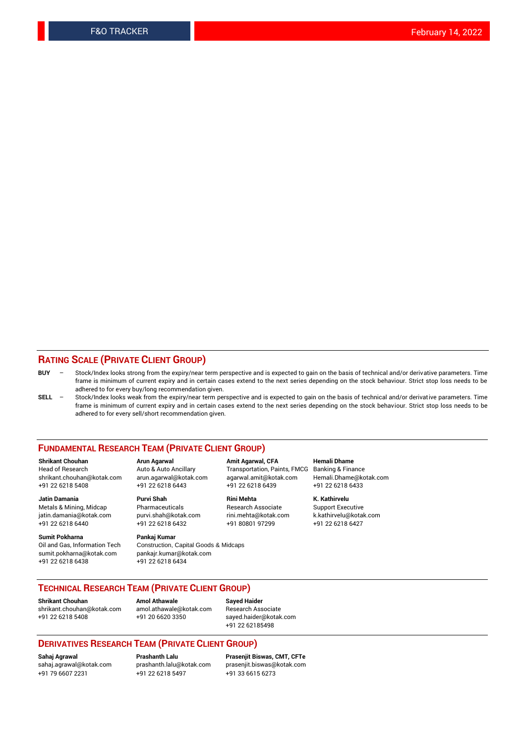## RATING SCALE (PRIVATE CLIENT GROUP)

**BUY** – Stock/Index looks strong from the expiry/near term perspective and is expected to gain on the basis of technical and/or derivative parameters. Time frame is minimum of current expiry and in certain cases extend to the next series depending on the stock behaviour. Strict stop loss needs to be adhered to for every buy/long recommendation given.

**SELL** – Stock/Index looks weak from the expiry/near term perspective and is expected to gain on the basis of technical and/or derivative parameters. Time frame is minimum of current expiry and in certain cases extend to the next series depending on the stock behaviour. Strict stop loss needs to be adhered to for every sell/short recommendation given.

## FUNDAMENTAL RESEARCH TEAM (PRIVATE CLIENT GROUP)

**Shrikant Chouhan**
Head of Research
shrikant.chouhan@kotak.com
+91 22 6218 5408

**Arun Agarwal**
Auto & Auto Ancillary
arun.agarwal@kotak.com
+91 22 6218 6443

**Amit Agarwal, CFA**
Transportation, Paints, FMCG
agarwal.amit@kotak.com
+91 22 6218 6439

**Hemali Dhame**
Banking & Finance
Hemali.Dhame@kotak.com
+91 22 6218 6433

**Jatin Damania**
Metals & Mining, Midcap
jatin.damania@kotak.com
+91 22 6218 6440

**Purvi Shah**
Pharmaceuticals
purvi.shah@kotak.com
+91 22 6218 6432

**Rini Mehta**
Research Associate
rini.mehta@kotak.com
+91 80801 97299

**K. Kathirvelu**
Support Executive
k.kathirvelu@kotak.com
+91 22 6218 6427

**Sumit Pokharna**
Oil and Gas, Information Tech
sumit.pokharna@kotak.com
+91 22 6218 6438

**Pankaj Kumar**
Construction, Capital Goods & Midcaps
pankajr.kumar@kotak.com
+91 22 6218 6434

## TECHNICAL RESEARCH TEAM (PRIVATE CLIENT GROUP)

**Shrikant Chouhan**
shrikant.chouhan@kotak.com
+91 22 6218 5408

**Amol Athawale**
amol.athawale@kotak.com
+91 20 6620 3350

**Sayed Haider**
Research Associate
sayed.haider@kotak.com
+91 22 62185498

## DERIVATIVES RESEARCH TEAM (PRIVATE CLIENT GROUP)

**Sahaj Agrawal**
sahaj.agrawal@kotak.com
+91 79 6607 2231

**Prashanth Lalu**
prashanth.lalu@kotak.com
+91 22 6218 5497

**Prasenjit Biswas, CMT, CFTe**
prasenjit.biswas@kotak.com
+91 33 6615 6273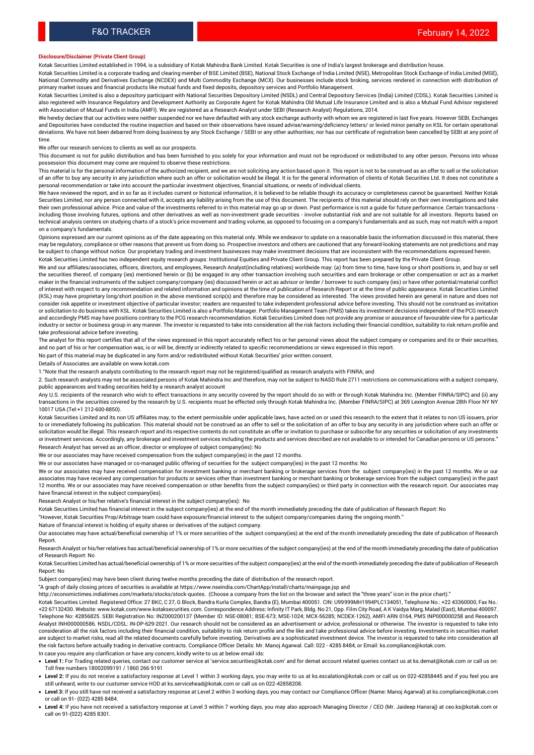**Disclosure/Disclaimer (Private Client Group)**

Kotak Securities Limited established in 1994, is a subsidiary of Kotak Mahindra Bank Limited. Kotak Securities is one of India's largest brokerage and distribution house.

Kotak Securities Limited is a corporate trading and clearing member of BSE Limited (BSE), National Stock Exchange of India Limited (NSE), Metropolitan Stock Exchange of India Limited (MSE), National Commodity and Derivatives Exchange (NCDEX) and Multi Commodity Exchange (MCX). Our businesses include stock broking, services rendered in connection with distribution of primary market issues and financial products like mutual funds and fixed deposits, depository services and Portfolio Management.

Kotak Securities Limited is also a depository participant with National Securities Depository Limited (NSDL) and Central Depository Services (India) Limited (CDSL). Kotak Securities Limited is also registered with Insurance Regulatory and Development Authority as Corporate Agent for Kotak Mahindra Old Mutual Life Insurance Limited and is also a Mutual Fund Advisor registered with Association of Mutual Funds in India (AMFI). We are registered as a Research Analyst under SEBI (Research Analyst) Regulations, 2014.

We hereby declare that our activities were neither suspended nor we have defaulted with any stock exchange authority with whom we are registered in last five years. However SEBI, Exchanges and Depositories have conducted the routine inspection and based on their observations have issued advise/warning/deficiency letters/ or levied minor penalty on KSL for certain operational deviations. We have not been debarred from doing business by any Stock Exchange / SEBI or any other authorities; nor has our certificate of registration been cancelled by SEBI at any point of time.

We offer our research services to clients as well as our prospects.

This document is not for public distribution and has been furnished to you solely for your information and must not be reproduced or redistributed to any other person. Persons into whose possession this document may come are required to observe these restrictions.

This material is for the personal information of the authorized recipient, and we are not soliciting any action based upon it. This report is not to be construed as an offer to sell or the solicitation of an offer to buy any security in any jurisdiction where such an offer or solicitation would be illegal. It is for the general information of clients of Kotak Securities Ltd. It does not constitute a personal recommendation or take into account the particular investment objectives, financial situations, or needs of individual clients.

We have reviewed the report, and in so far as it includes current or historical information, it is believed to be reliable though its accuracy or completeness cannot be guaranteed. Neither Kotak Securities Limited, nor any person connected with it, accepts any liability arising from the use of this document. The recipients of this material should rely on their own investigations and take their own professional advice. Price and value of the investments referred to in this material may go up or down. Past performance is not a guide for future performance. Certain transactions - including those involving futures, options and other derivatives as well as non-investment grade securities - involve substantial risk and are not suitable for all investors. Reports based on technical analysis centers on studying charts of a stock's price movement and trading volume, as opposed to focusing on a company's fundamentals and as such, may not match with a report on a company's fundamentals.

Opinions expressed are our current opinions as of the date appearing on this material only. While we endeavor to update on a reasonable basis the information discussed in this material, there may be regulatory, compliance or other reasons that prevent us from doing so. Prospective investors and others are cautioned that any forward-looking statements are not predictions and may be subject to change without notice. Our proprietary trading and investment businesses may make investment decisions that are inconsistent with the recommendations expressed herein.

Kotak Securities Limited has two independent equity research groups: Institutional Equities and Private Client Group. This report has been prepared by the Private Client Group.

We and our affiliates/associates, officers, directors, and employees, Research Analyst(including relatives) worldwide may: (a) from time to time, have long or short positions in, and buy or sell the securities thereof, of company (ies) mentioned herein or (b) be engaged in any other transaction involving such securities and earn brokerage or other compensation or act as a market maker in the financial instruments of the subject company/company (ies) discussed herein or act as advisor or lender / borrower to such company (ies) or have other potential/material conflict of interest with respect to any recommendation and related information and opinions at the time of publication of Research Report or at the time of public appearance. Kotak Securities Limited (KSL) may have proprietary long/short position in the above mentioned scrip(s) and therefore may be considered as interested. The views provided herein are general in nature and does not consider risk appetite or investment objective of particular investor; readers are requested to take independent professional advice before investing. This should not be construed as invitation or solicitation to do business with KSL. Kotak Securities Limited is also a Portfolio Manager. Portfolio Management Team (PMS) takes its investment decisions independent of the PCG research and accordingly PMS may have positions contrary to the PCG research recommendation. Kotak Securities Limited does not provide any promise or assurance of favourable view for a particular industry or sector or business group in any manner. The investor is requested to take into consideration all the risk factors including their financial condition, suitability to risk return profile and take professional advice before investing.

The analyst for this report certifies that all of the views expressed in this report accurately reflect his or her personal views about the subject company or companies and its or their securities, and no part of his or her compensation was, is or will be, directly or indirectly related to specific recommendations or views expressed in this report.

No part of this material may be duplicated in any form and/or redistributed without Kotak Securities' prior written consent.

Details of Associates are available on www.kotak.com

1."Note that the research analysts contributing to the research report may not be registered/qualified as research analysts with FINRA; and

2. Such research analysts may not be associated persons of Kotak Mahindra Inc and therefore, may not be subject to NASD Rule 2711 restrictions on communications with a subject company, public appearances and trading securities held by a research analyst account

Any U.S. recipients of the research who wish to effect transactions in any security covered by the report should do so with or through Kotak Mahindra Inc. (Member FINRA/SIPC) and (ii) any transactions in the securities covered by the research by U.S. recipients must be effected only through Kotak Mahindra Inc. (Member FINRA/SIPC) at 369 Lexington Avenue 28th Floor NY NY 10017 USA (Tel:+1 212-600-8850).

Kotak Securities Limited and its non US affiliates may, to the extent permissible under applicable laws, have acted on or used this research to the extent that it relates to non US issuers, prior to or immediately following its publication. This material should not be construed as an offer to sell or the solicitation of an offer to buy any security in any jurisdiction where such an offer or solicitation would be illegal. This research report and its respective contents do not constitute an offer or invitation to purchase or subscribe for any securities or solicitation of any investments or investment services. Accordingly, any brokerage and investment services including the products and services described are not available to or intended for Canadian persons or US persons."

Research Analyst has served as an officer, director or employee of subject company(ies): No

We or our associates may have received compensation from the subject company(ies) in the past 12 months.

We or our associates have managed or co-managed public offering of securities for the subject company(ies) in the past 12 months: No

We or our associates may have received compensation for investment banking or merchant banking or brokerage services from the subject company(ies) in the past 12 months. We or our associates may have received any compensation for products or services other than investment banking or merchant banking or brokerage services from the subject company(ies) in the past 12 months. We or our associates may have received compensation or other benefits from the subject company(ies) or third party in connection with the research report. Our associates may have financial interest in the subject company(ies).

Research Analyst or his/her relative's financial interest in the subject company(ies): No

Kotak Securities Limited has financial interest in the subject company(ies) at the end of the month immediately preceding the date of publication of Research Report: No

"However, Kotak Securities Prop/Arbitrage team could have exposure/financial interest to the subject company/companies during the ongoing month."

Nature of financial interest is holding of equity shares or derivatives of the subject company.

Our associates may have actual/beneficial ownership of 1% or more securities of the subject company(ies) at the end of the month immediately preceding the date of publication of Research Report.

Research Analyst or his/her relatives has actual/beneficial ownership of 1% or more securities of the subject company(ies) at the end of the month immediately preceding the date of publication of Research Report: No

Kotak Securities Limited has actual/beneficial ownership of 1% or more securities of the subject company(ies) at the end of the month immediately preceding the date of publication of Research Report: No

Subject company(ies) may have been client during twelve months preceding the date of distribution of the research report.

"A graph of daily closing prices of securities is available at https://www.nseindia.com/ChartApp/install/charts/mainpage.jsp and

http://economictimes.indiatimes.com/markets/stocks/stock-quotes. (Choose a company from the list on the browser and select the "three years" icon in the price chart)."

Kotak Securities Limited. Registered Office: 27 BKC, C 27, G Block, Bandra Kurla Complex, Bandra (E), Mumbai 400051. CIN: U99999MH1994PLC134051, Telephone No.: +22 43360000, Fax No.: +22 67132430. Website: www.kotak.com/www.kotaksecurities.com. Correspondence Address: Infinity IT Park, Bldg. No 21, Opp. Film City Road, A K Vaidya Marg, Malad (East), Mumbai 400097. Telephone No: 42856825. SEBI Registration No: INZ000200137 (Member ID: NSE-08081; BSE-673; MSE-1024; MCX-56285; NCDEX-1262), AMFI ARN 0164, PMS INP000000258 and Research Analyst INH000000586. NSDL/CDSL: IN-DP-629-2021. Our research should not be considered as an advertisement or advice, professional or otherwise. The investor is requested to take into consideration all the risk factors including their financial condition, suitability to risk return profile and the like and take professional advice before investing. Investments in securities market are subject to market risks, read all the related documents carefully before investing. Derivatives are a sophisticated investment device. The investor is requested to take into consideration all the risk factors before actually trading in derivative contracts. Compliance Officer Details: Mr. Manoj Agarwal. Call: 022 - 4285 8484, or Email: ks.compliance@kotak.com.

In case you require any clarification or have any concern, kindly write to us at below email ids:

- **Level 1:** For Trading related queries, contact our customer service at 'service.securities@kotak.com' and for demat account related queries contact us at ks.demat@kotak.com or call us on: Toll free numbers 18002099191 / 1860 266 9191
- **Level 2:** If you do not receive a satisfactory response at Level 1 within 3 working days, you may write to us at ks.escalation@kotak.com or call us on 022-42858445 and if you feel you are still unheard, write to our customer service HOD at ks.servicehead@kotak.com or call us on 022-42858208.
- **Level 3:** If you still have not received a satisfactory response at Level 2 within 3 working days, you may contact our Compliance Officer (Name: Manoj Agarwal) at ks.compliance@kotak.com or call on 91- (022) 4285 8484.
- **Level 4:** If you have not received a satisfactory response at Level 3 within 7 working days, you may also approach Managing Director / CEO (Mr. Jaideep Hansraj) at ceo.ks@kotak.com or call on 91-(022) 4285 8301.